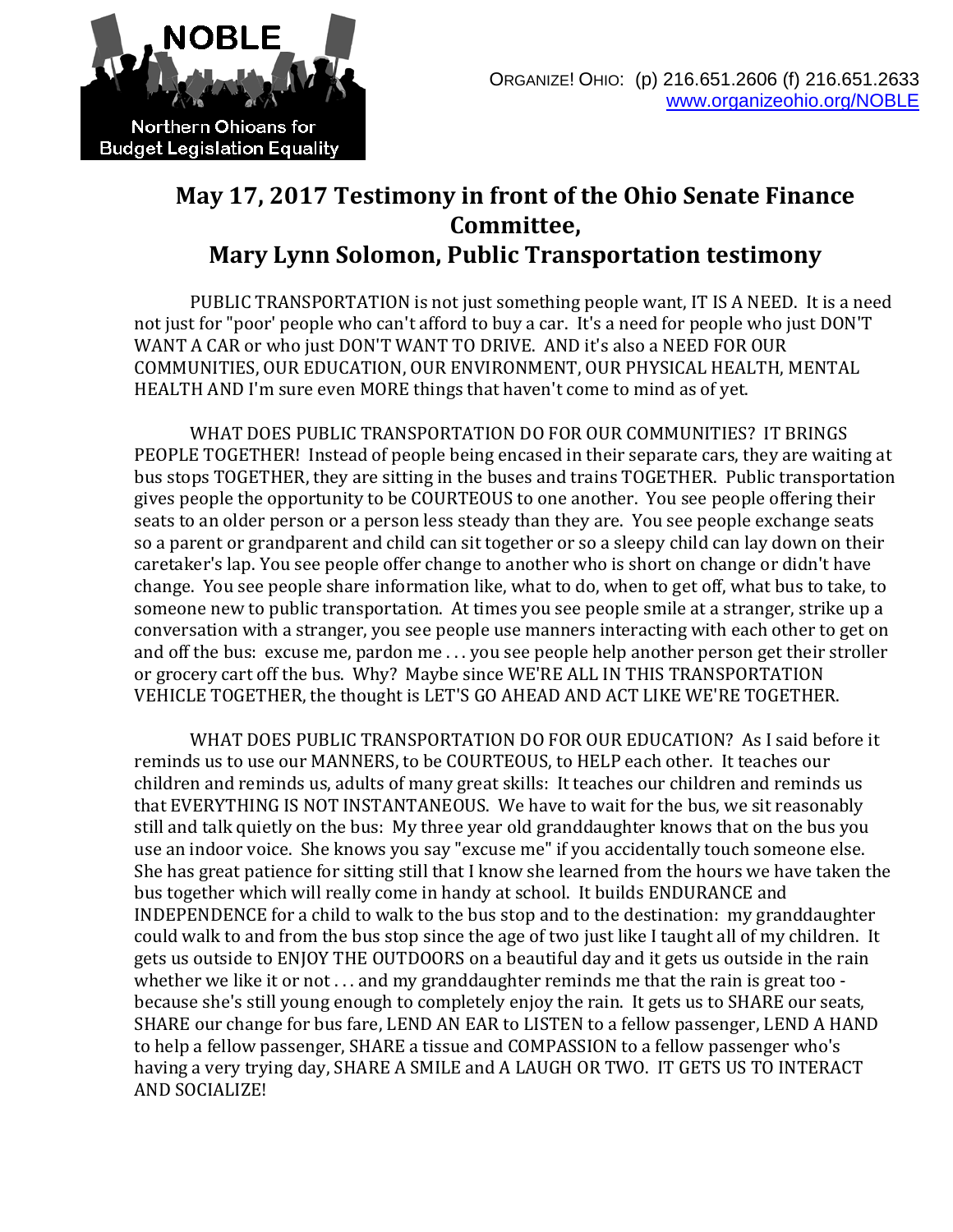NOBLE

Northern Ohioans for Budget Legislation Equality

ORGANIZE! OHIO: (p) 216.651.2606 (f) 216.651.2633
www.organizeohio.org/NOBLE

# May 17, 2017 Testimony in front of the Ohio Senate Finance Committee, Mary Lynn Solomon, Public Transportation testimony

PUBLIC TRANSPORTATION is not just something people want, IT IS A NEED. It is a need not just for "poor' people who can't afford to buy a car. It's a need for people who just DON'T WANT A CAR or who just DON'T WANT TO DRIVE. AND it's also a NEED FOR OUR COMMUNITIES, OUR EDUCATION, OUR ENVIRONMENT, OUR PHYSICAL HEALTH, MENTAL HEALTH AND I'm sure even MORE things that haven't come to mind as of yet.

WHAT DOES PUBLIC TRANSPORTATION DO FOR OUR COMMUNITIES? IT BRINGS PEOPLE TOGETHER! Instead of people being encased in their separate cars, they are waiting at bus stops TOGETHER, they are sitting in the buses and trains TOGETHER. Public transportation gives people the opportunity to be COURTEOUS to one another. You see people offering their seats to an older person or a person less steady than they are. You see people exchange seats so a parent or grandparent and child can sit together or so a sleepy child can lay down on their caretaker's lap. You see people offer change to another who is short on change or didn't have change. You see people share information like, what to do, when to get off, what bus to take, to someone new to public transportation. At times you see people smile at a stranger, strike up a conversation with a stranger, you see people use manners interacting with each other to get on and off the bus: excuse me, pardon me . . . you see people help another person get their stroller or grocery cart off the bus. Why? Maybe since WE'RE ALL IN THIS TRANSPORTATION VEHICLE TOGETHER, the thought is LET'S GO AHEAD AND ACT LIKE WE'RE TOGETHER.

WHAT DOES PUBLIC TRANSPORTATION DO FOR OUR EDUCATION? As I said before it reminds us to use our MANNERS, to be COURTEOUS, to HELP each other. It teaches our children and reminds us, adults of many great skills: It teaches our children and reminds us that EVERYTHING IS NOT INSTANTANEOUS. We have to wait for the bus, we sit reasonably still and talk quietly on the bus: My three year old granddaughter knows that on the bus you use an indoor voice. She knows you say "excuse me" if you accidentally touch someone else. She has great patience for sitting still that I know she learned from the hours we have taken the bus together which will really come in handy at school. It builds ENDURANCE and INDEPENDENCE for a child to walk to the bus stop and to the destination: my granddaughter could walk to and from the bus stop since the age of two just like I taught all of my children. It gets us outside to ENJOY THE OUTDOORS on a beautiful day and it gets us outside in the rain whether we like it or not . . . and my granddaughter reminds me that the rain is great too - because she's still young enough to completely enjoy the rain. It gets us to SHARE our seats, SHARE our change for bus fare, LEND AN EAR to LISTEN to a fellow passenger, LEND A HAND to help a fellow passenger, SHARE a tissue and COMPASSION to a fellow passenger who's having a very trying day, SHARE A SMILE and A LAUGH OR TWO. IT GETS US TO INTERACT AND SOCIALIZE!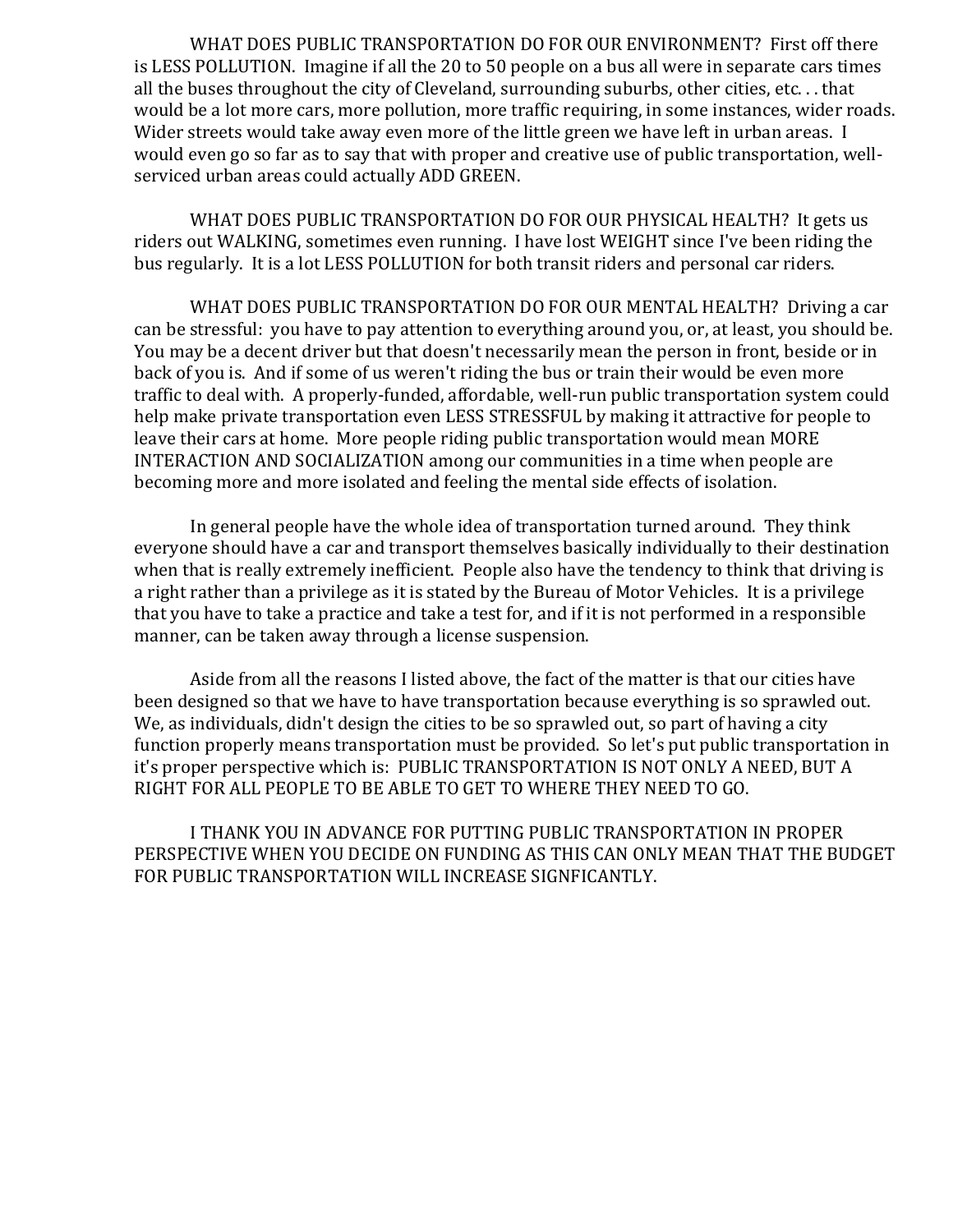WHAT DOES PUBLIC TRANSPORTATION DO FOR OUR ENVIRONMENT? First off there is LESS POLLUTION. Imagine if all the 20 to 50 people on a bus all were in separate cars times all the buses throughout the city of Cleveland, surrounding suburbs, other cities, etc. . . that would be a lot more cars, more pollution, more traffic requiring, in some instances, wider roads. Wider streets would take away even more of the little green we have left in urban areas. I would even go so far as to say that with proper and creative use of public transportation, well-serviced urban areas could actually ADD GREEN.

WHAT DOES PUBLIC TRANSPORTATION DO FOR OUR PHYSICAL HEALTH? It gets us riders out WALKING, sometimes even running. I have lost WEIGHT since I've been riding the bus regularly. It is a lot LESS POLLUTION for both transit riders and personal car riders.

WHAT DOES PUBLIC TRANSPORTATION DO FOR OUR MENTAL HEALTH? Driving a car can be stressful: you have to pay attention to everything around you, or, at least, you should be. You may be a decent driver but that doesn't necessarily mean the person in front, beside or in back of you is. And if some of us weren't riding the bus or train their would be even more traffic to deal with. A properly-funded, affordable, well-run public transportation system could help make private transportation even LESS STRESSFUL by making it attractive for people to leave their cars at home. More people riding public transportation would mean MORE INTERACTION AND SOCIALIZATION among our communities in a time when people are becoming more and more isolated and feeling the mental side effects of isolation.

In general people have the whole idea of transportation turned around. They think everyone should have a car and transport themselves basically individually to their destination when that is really extremely inefficient. People also have the tendency to think that driving is a right rather than a privilege as it is stated by the Bureau of Motor Vehicles. It is a privilege that you have to take a practice and take a test for, and if it is not performed in a responsible manner, can be taken away through a license suspension.

Aside from all the reasons I listed above, the fact of the matter is that our cities have been designed so that we have to have transportation because everything is so sprawled out. We, as individuals, didn't design the cities to be so sprawled out, so part of having a city function properly means transportation must be provided. So let's put public transportation in it's proper perspective which is: PUBLIC TRANSPORTATION IS NOT ONLY A NEED, BUT A RIGHT FOR ALL PEOPLE TO BE ABLE TO GET TO WHERE THEY NEED TO GO.

I THANK YOU IN ADVANCE FOR PUTTING PUBLIC TRANSPORTATION IN PROPER PERSPECTIVE WHEN YOU DECIDE ON FUNDING AS THIS CAN ONLY MEAN THAT THE BUDGET FOR PUBLIC TRANSPORTATION WILL INCREASE SIGNFICANTLY.